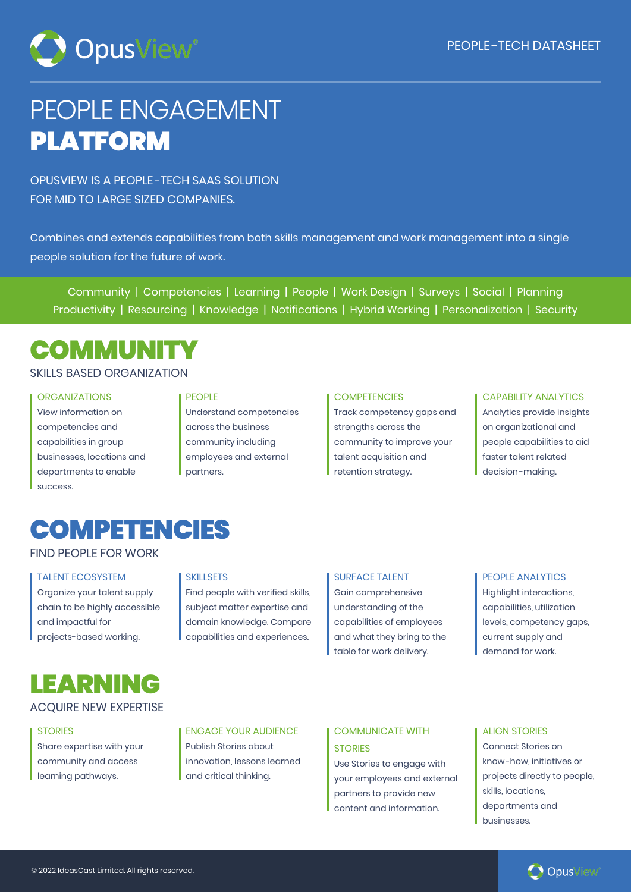OpusView®

PEOPLE-TECH DATASHEET

# PEOPLE ENGAGEMENT **PLATFORM**

OPUSVIEW IS A PEOPLE-TECH SAAS SOLUTION FOR MID TO LARGE SIZED COMPANIES.

Combines and extends capabilities from both skills management and work management into a single people solution for the future of work.

Community | Competencies | Learning | People | Work Design | Surveys | Social | Planning Productivity | Resourcing | Knowledge | Notifications | Hybrid Working | Personalization | Security

## COMMUNITY

SKILLS BASED ORGANIZATION

### ORGANIZATIONS

View information on competencies and capabilities in group businesses, locations and departments to enable success.

### PEOPLE

Understand competencies across the business community including employees and external partners.

### COMPETENCIES

Track competency gaps and strengths across the community to improve your talent acquisition and retention strategy.

### CAPABILITY ANALYTICS

Analytics provide insights on organizational and people capabilities to aid faster talent related decision-making.

## COMPETENCIES

FIND PEOPLE FOR WORK

### TALENT ECOSYSTEM

Organize your talent supply chain to be highly accessible and impactful for projects-based working.

### SKILLSETS

Find people with verified skills, subject matter expertise and domain knowledge. Compare capabilities and experiences.

### SURFACE TALENT

Gain comprehensive understanding of the capabilities of employees and what they bring to the table for work delivery.

### PEOPLE ANALYTICS

Highlight interactions, capabilities, utilization levels, competency gaps, current supply and demand for work.

## LEARNING

ACQUIRE NEW EXPERTISE

### STORIES

Share expertise with your community and access learning pathways.

### ENGAGE YOUR AUDIENCE

Publish Stories about innovation, lessons learned and critical thinking.

### COMMUNICATE WITH STORIES

Use Stories to engage with your employees and external partners to provide new content and information.

### ALIGN STORIES

Connect Stories on know-how, initiatives or projects directly to people, skills, locations, departments and businesses.

© 2022 IdeasCast Limited. All rights reserved.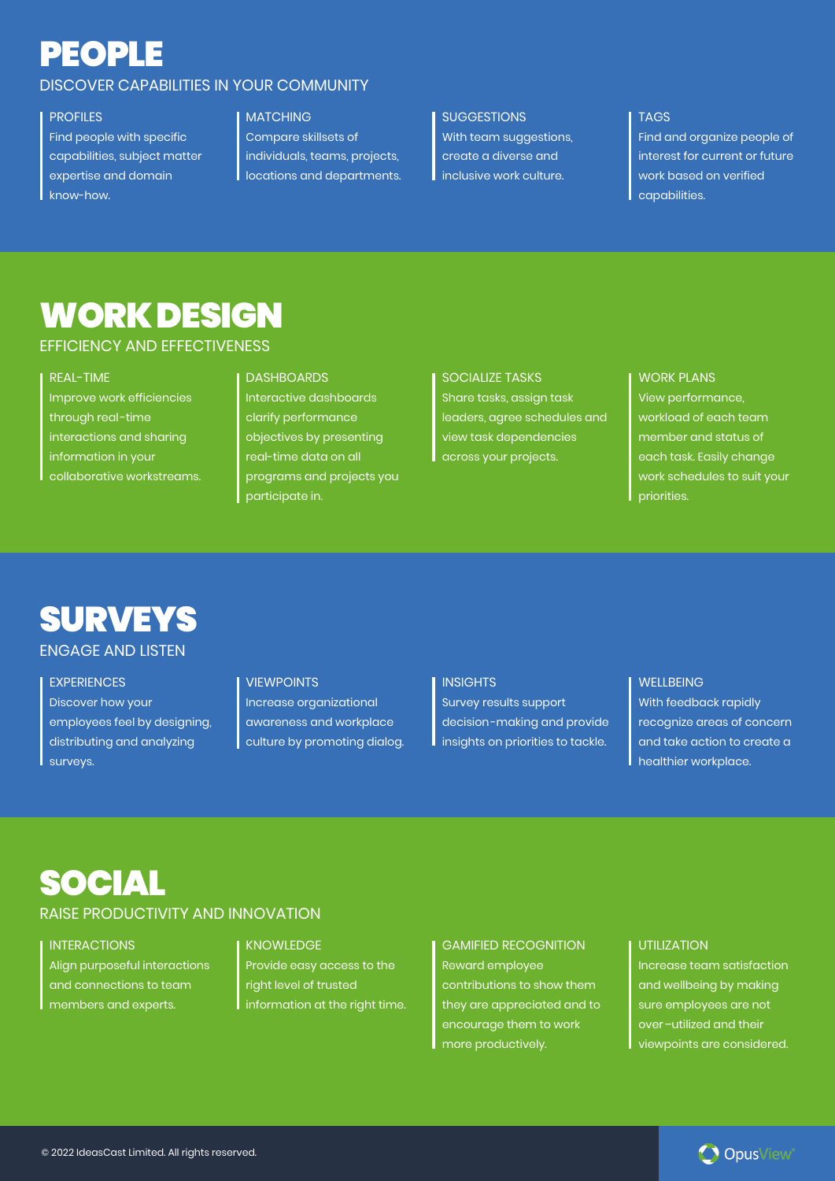# PEOPLE

## DISCOVER CAPABILITIES IN YOUR COMMUNITY

### PROFILES

Find people with specific capabilities, subject matter expertise and domain know-how.

### MATCHING

Compare skillsets of individuals, teams, projects, locations and departments.

### SUGGESTIONS

With team suggestions, create a diverse and inclusive work culture.

### TAGS

Find and organize people of interest for current or future work based on verified capabilities.

# WORK DESIGN

## EFFICIENCY AND EFFECTIVENESS

### REAL-TIME

Improve work efficiencies through real-time interactions and sharing information in your collaborative workstreams.

### DASHBOARDS

Interactive dashboards clarify performance objectives by presenting real-time data on all programs and projects you participate in.

### SOCIALIZE TASKS

Share tasks, assign task leaders, agree schedules and view task dependencies across your projects.

### WORK PLANS

View performance, workload of each team member and status of each task. Easily change work schedules to suit your priorities.

# SURVEYS

## ENGAGE AND LISTEN

### EXPERIENCES

Discover how your employees feel by designing, distributing and analyzing surveys.

### VIEWPOINTS

Increase organizational awareness and workplace culture by promoting dialog.

### INSIGHTS

Survey results support decision-making and provide insights on priorities to tackle.

### WELLBEING

With feedback rapidly recognize areas of concern and take action to create a healthier workplace.

# SOCIAL

## RAISE PRODUCTIVITY AND INNOVATION

### INTERACTIONS

Align purposeful interactions and connections to team members and experts.

### KNOWLEDGE

Provide easy access to the right level of trusted information at the right time.

### GAMIFIED RECOGNITION

Reward employee contributions to show them they are appreciated and to encourage them to work more productively.

### UTILIZATION

Increase team satisfaction and wellbeing by making sure employees are not over-utilized and their viewpoints are considered.

© 2022 IdeasCast Limited. All rights reserved.

OpusView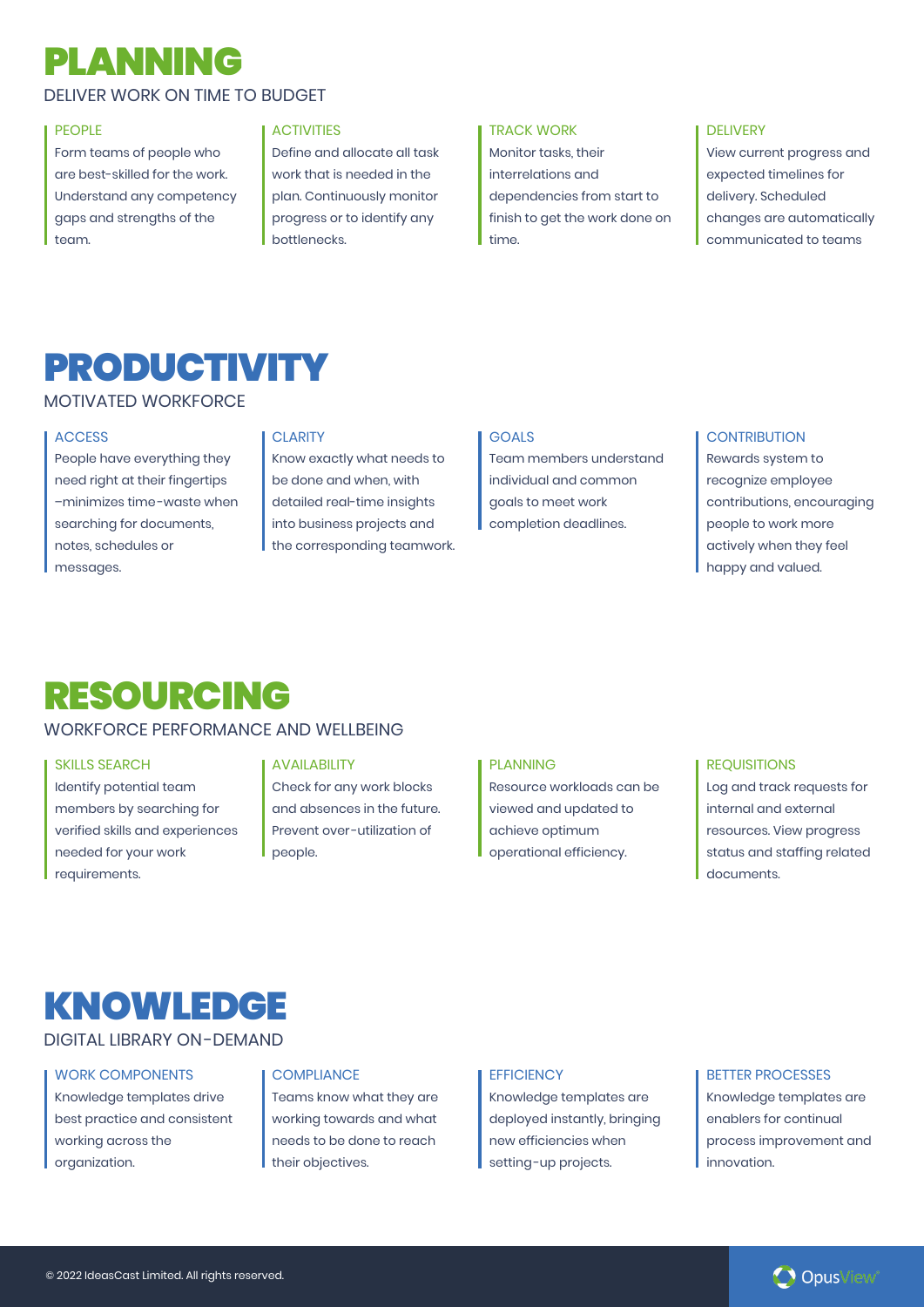# PLANNING

DELIVER WORK ON TIME TO BUDGET

### PEOPLE

Form teams of people who are best-skilled for the work. Understand any competency gaps and strengths of the team.

### ACTIVITIES

Define and allocate all task work that is needed in the plan. Continuously monitor progress or to identify any bottlenecks.

### TRACK WORK

Monitor tasks, their interrelations and dependencies from start to finish to get the work done on time.

### DELIVERY

View current progress and expected timelines for delivery. Scheduled changes are automatically communicated to teams

# PRODUCTIVITY

MOTIVATED WORKFORCE

### ACCESS

People have everything they need right at their fingertips –minimizes time-waste when searching for documents, notes, schedules or messages.

### CLARITY

Know exactly what needs to be done and when, with detailed real-time insights into business projects and the corresponding teamwork.

### GOALS

Team members understand individual and common goals to meet work completion deadlines.

### CONTRIBUTION

Rewards system to recognize employee contributions, encouraging people to work more actively when they feel happy and valued.

# RESOURCING

WORKFORCE PERFORMANCE AND WELLBEING

### SKILLS SEARCH

Identify potential team members by searching for verified skills and experiences needed for your work requirements.

### AVAILABILITY

Check for any work blocks and absences in the future. Prevent over-utilization of people.

### PLANNING

Resource workloads can be viewed and updated to achieve optimum operational efficiency.

### REQUISITIONS

Log and track requests for internal and external resources. View progress status and staffing related documents.

# KNOWLEDGE

DIGITAL LIBRARY ON-DEMAND

### WORK COMPONENTS

Knowledge templates drive best practice and consistent working across the organization.

### COMPLIANCE

Teams know what they are working towards and what needs to be done to reach their objectives.

### EFFICIENCY

Knowledge templates are deployed instantly, bringing new efficiencies when setting-up projects.

### BETTER PROCESSES

Knowledge templates are enablers for continual process improvement and innovation.

© 2022 IdeasCast Limited. All rights reserved.

OpusView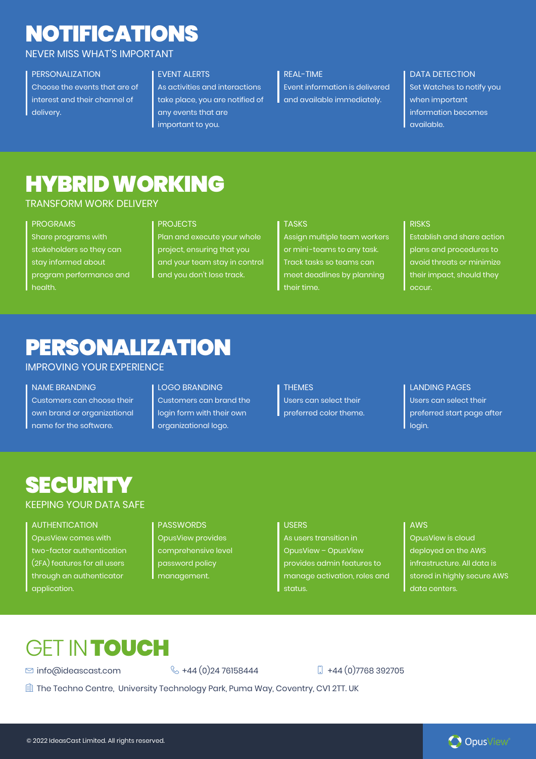# NOTIFICATIONS

NEVER MISS WHAT'S IMPORTANT

### PERSONALIZATION
Choose the events that are of interest and their channel of delivery.

### EVENT ALERTS
As activities and interactions take place, you are notified of any events that are important to you.

### REAL-TIME
Event information is delivered and available immediately.

### DATA DETECTION
Set Watches to notify you when important information becomes available.

# HYBRID WORKING

TRANSFORM WORK DELIVERY

### PROGRAMS
Share programs with stakeholders so they can stay informed about program performance and health.

### PROJECTS
Plan and execute your whole project, ensuring that you and your team stay in control and you don't lose track.

### TASKS
Assign multiple team workers or mini-teams to any task. Track tasks so teams can meet deadlines by planning their time.

### RISKS
Establish and share action plans and procedures to avoid threats or minimize their impact, should they occur.

# PERSONALIZATION

IMPROVING YOUR EXPERIENCE

### NAME BRANDING
Customers can choose their own brand or organizational name for the software.

### LOGO BRANDING
Customers can brand the login form with their own organizational logo.

### THEMES
Users can select their preferred color theme.

### LANDING PAGES
Users can select their preferred start page after login.

# SECURITY

KEEPING YOUR DATA SAFE

### AUTHENTICATION
OpusView comes with two-factor authentication (2FA) features for all users through an authenticator application.

### PASSWORDS
OpusView provides comprehensive level password policy management.

### USERS
As users transition in OpusView – OpusView provides admin features to manage activation, roles and status.

### AWS
OpusView is cloud deployed on the AWS infrastructure. All data is stored in highly secure AWS data centers.

# GET IN **TOUCH**

info@ideascast.com

+44 (0)24 76158444

+44 (0)7768 392705

The Techno Centre, University Technology Park, Puma Way, Coventry, CV1 2TT. UK

© 2022 IdeasCast Limited. All rights reserved.

OpusView